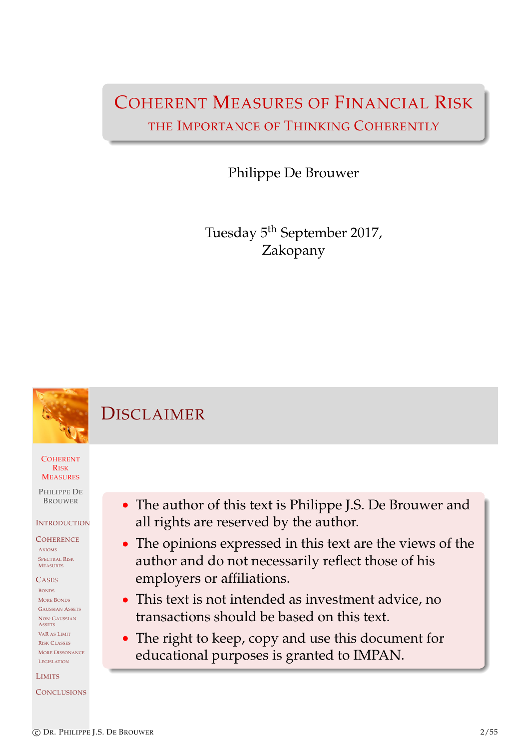# Coherent Measures of Financial Risk

## The Importance of Thinking Coherently

Philippe De Brouwer

Tuesday 5th September 2017,
Zakopany

## Disclaimer

- The author of this text is Philippe J.S. De Brouwer and all rights are reserved by the author.
- The opinions expressed in this text are the views of the author and do not necessarily reflect those of his employers or affiliations.
- This text is not intended as investment advice, no transactions should be based on this text.
- The right to keep, copy and use this document for educational purposes is granted to IMPAN.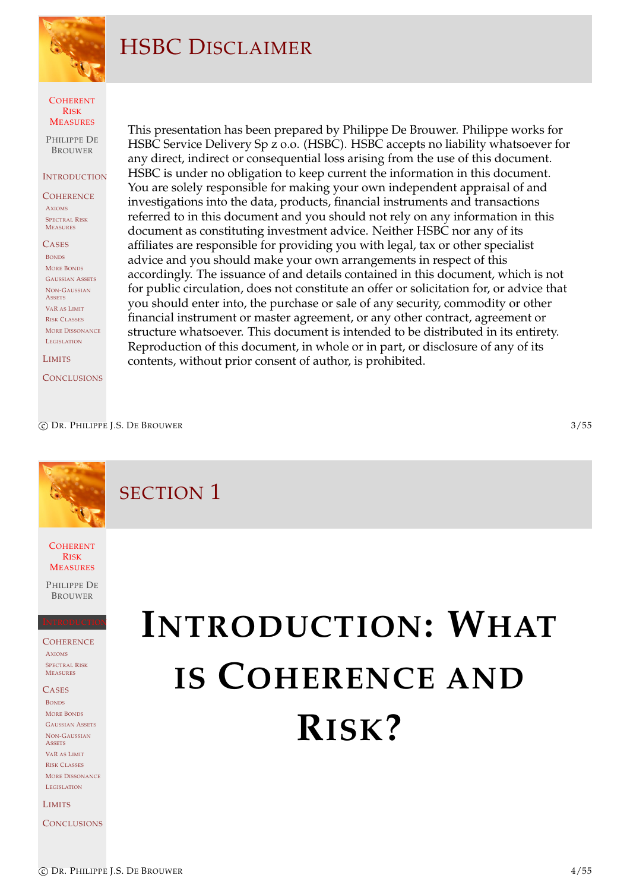# HSBC Disclaimer

This presentation has been prepared by Philippe De Brouwer. Philippe works for HSBC Service Delivery Sp z o.o. (HSBC). HSBC accepts no liability whatsoever for any direct, indirect or consequential loss arising from the use of this document. HSBC is under no obligation to keep current the information in this document. You are solely responsible for making your own independent appraisal of and investigations into the data, products, financial instruments and transactions referred to in this document and you should not rely on any information in this document as constituting investment advice. Neither HSBC nor any of its affiliates are responsible for providing you with legal, tax or other specialist advice and you should make your own arrangements in respect of this accordingly. The issuance of and details contained in this document, which is not for public circulation, does not constitute an offer or solicitation for, or advice that you should enter into, the purchase or sale of any security, commodity or other financial instrument or master agreement, or any other contract, agreement or structure whatsoever. This document is intended to be distributed in its entirety. Reproduction of this document, in whole or in part, or disclosure of any of its contents, without prior consent of author, is prohibited.

# Section 1

# Introduction: What is Coherence and Risk?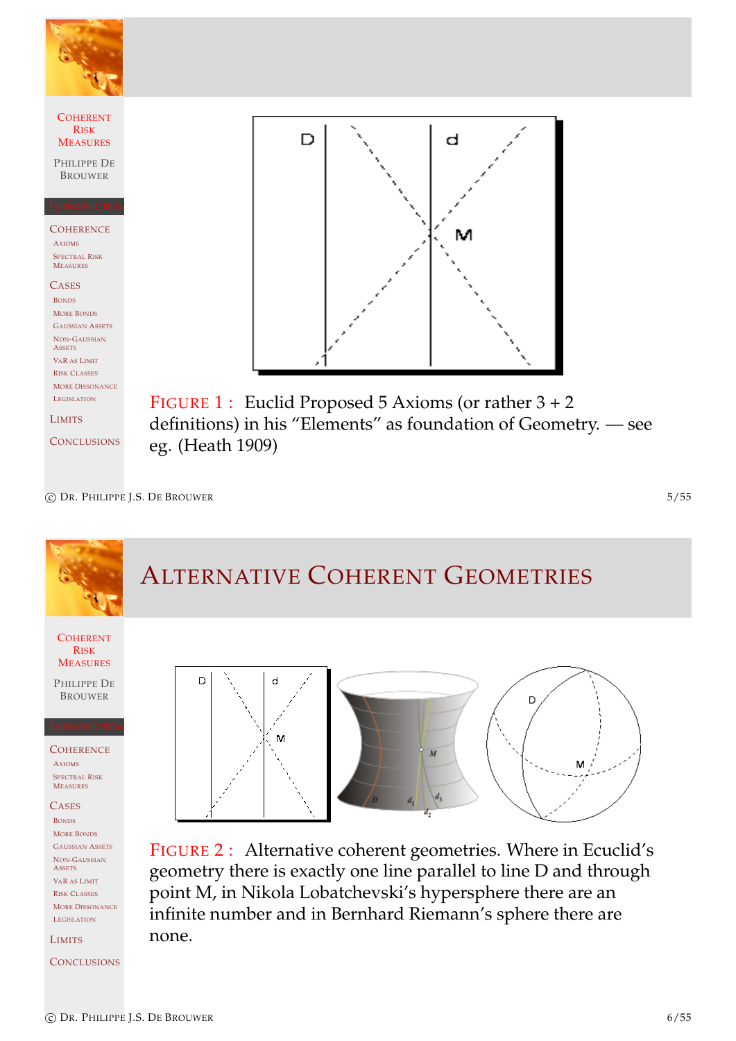FIGURE 1 : Euclid Proposed 5 Axioms (or rather 3 + 2 definitions) in his "Elements" as foundation of Geometry. — see eg. (Heath 1909)

# ALTERNATIVE COHERENT GEOMETRIES

FIGURE 2 : Alternative coherent geometries. Where in Ecuclid's geometry there is exactly one line parallel to line D and through point M, in Nikola Lobatchevski's hypersphere there are an infinite number and in Bernhard Riemann's sphere there are none.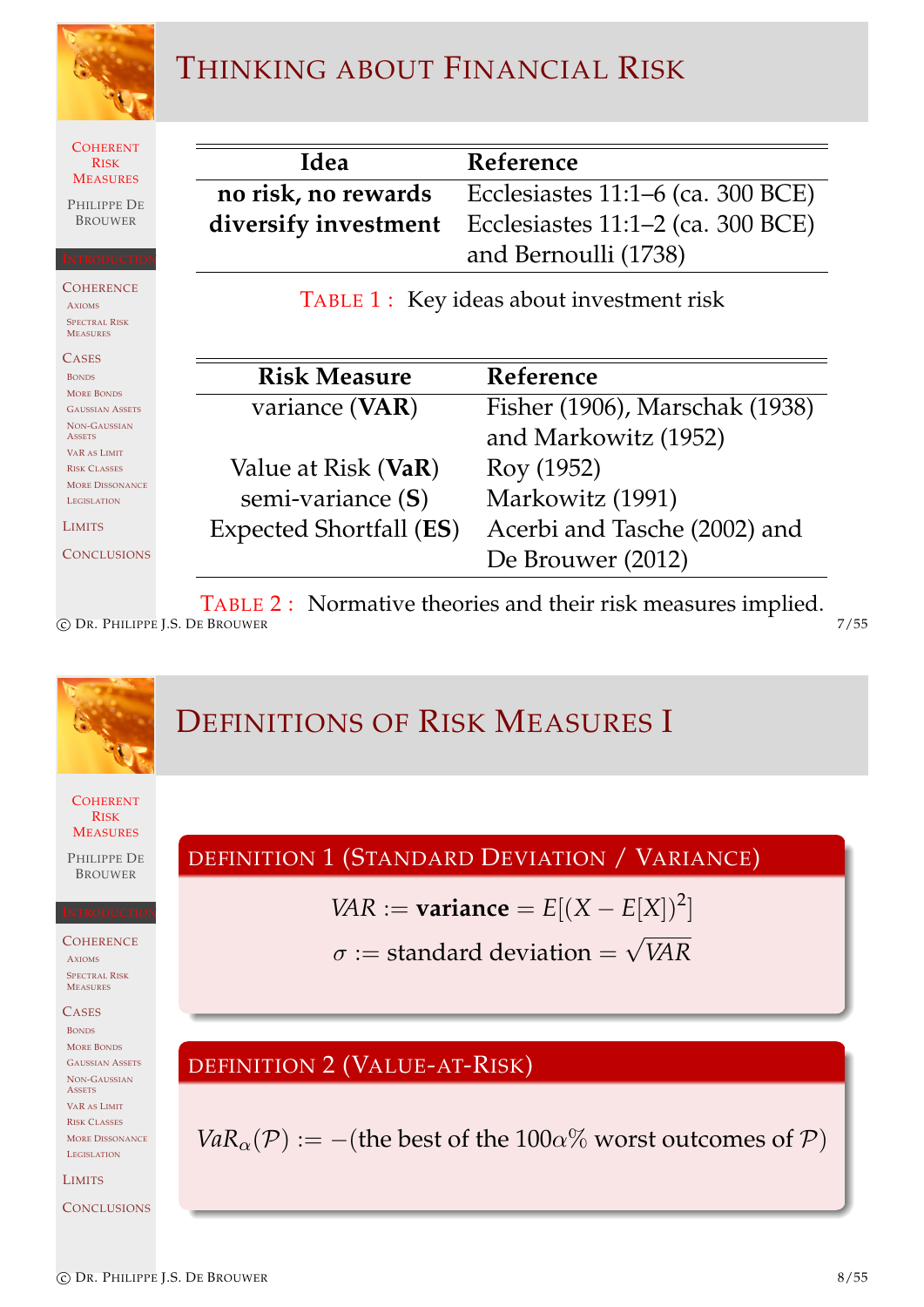# Thinking about Financial Risk

| Idea | Reference |
|---|---|
| **no risk, no rewards** | Ecclesiastes 11:1–6 (ca. 300 BCE) |
| **diversify investment** | Ecclesiastes 11:1–2 (ca. 300 BCE) and Bernoulli (1738) |

Table 1 : Key ideas about investment risk

| Risk Measure | Reference |
|---|---|
| variance (**VAR**) | Fisher (1906), Marschak (1938) and Markowitz (1952) |
| Value at Risk (**VaR**) | Roy (1952) |
| semi-variance (**S**) | Markowitz (1991) |
| Expected Shortfall (**ES**) | Acerbi and Tasche (2002) and De Brouwer (2012) |

Table 2 : Normative theories and their risk measures implied.

# Definitions of Risk Measures I

**Definition 1 (Standard Deviation / Variance)**

$$VAR := \textbf{variance} = E[(X - E[X])^2]$$

$$\sigma := \text{standard deviation} = \sqrt{VAR}$$

**Definition 2 (Value-at-Risk)**

$$VaR_\alpha(\mathcal{P}) := -(\text{the best of the } 100\alpha\% \text{ worst outcomes of } \mathcal{P})$$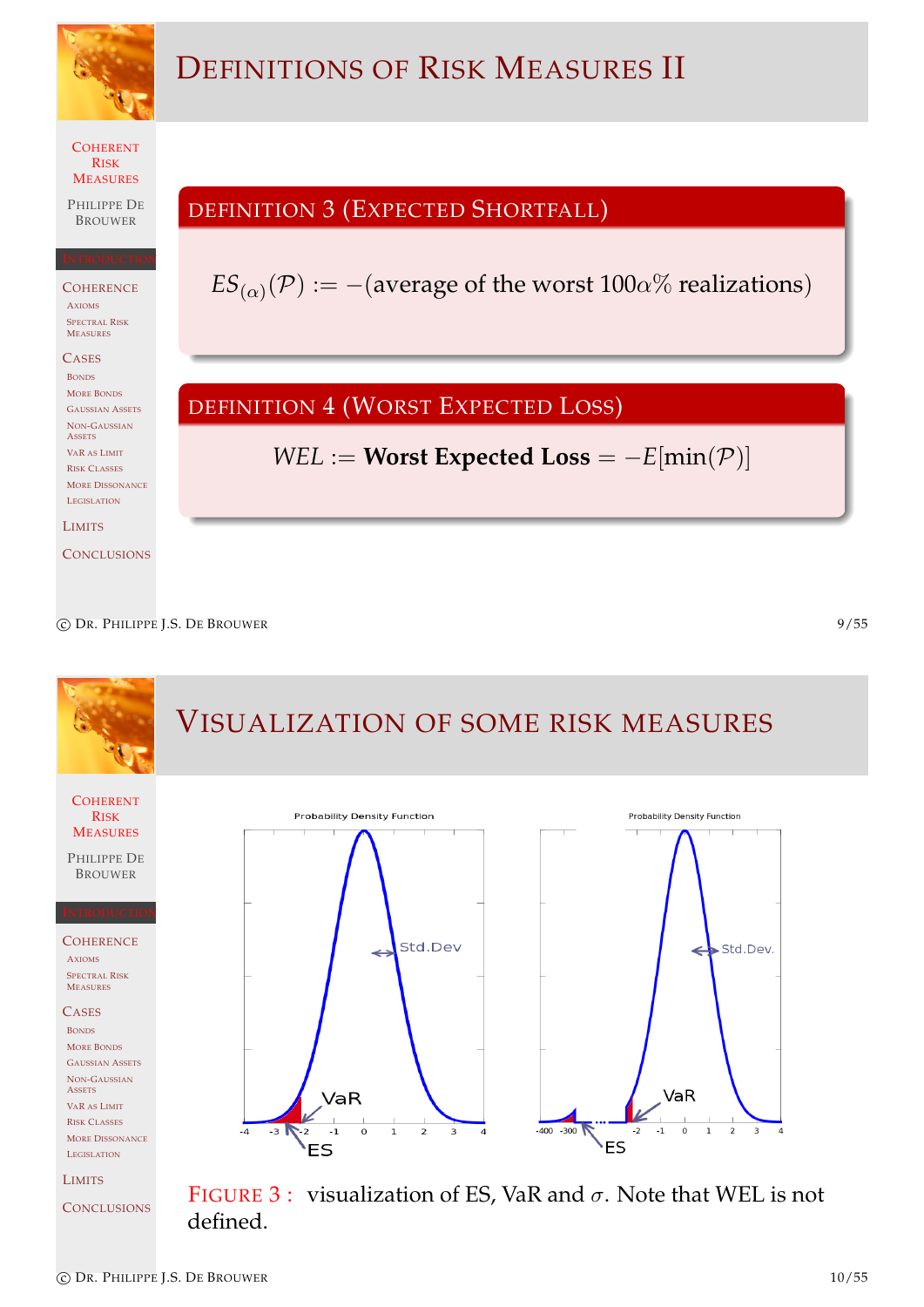# Definitions of Risk Measures II

**Definition 3 (Expected Shortfall)**

$$ES_{(\alpha)}(\mathcal{P}) := -(\text{average of the worst } 100\alpha\% \text{ realizations})$$

**Definition 4 (Worst Expected Loss)**

$$WEL := \textbf{Worst Expected Loss} = -E[\min(\mathcal{P})]$$

# Visualization of some risk measures

Figure 3 : visualization of ES, VaR and $\sigma$. Note that WEL is not defined.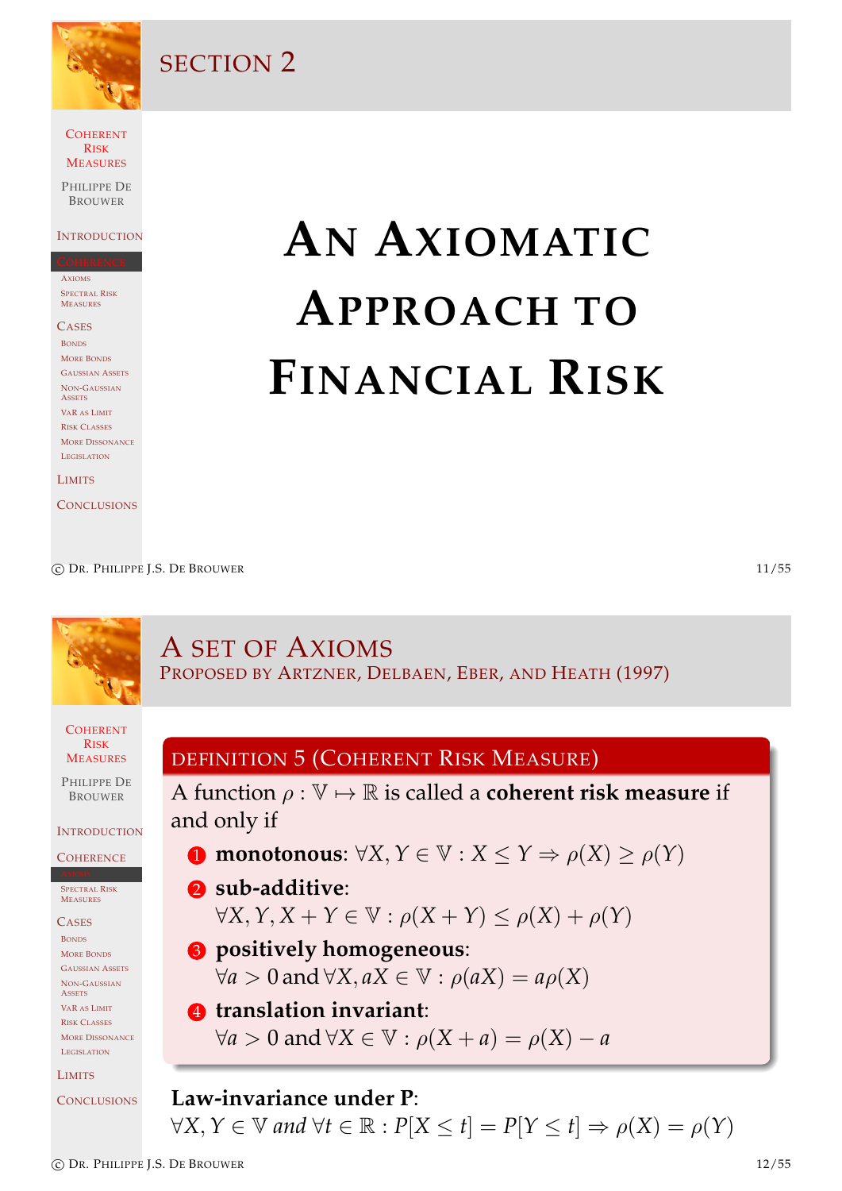# Section 2

# An Axiomatic Approach to Financial Risk

## A Set of Axioms

### Proposed by Artzner, Delbaen, Eber, and Heath (1997)

**Definition 5 (Coherent Risk Measure)**

A function $\rho : \mathbb{V} \mapsto \mathbb{R}$ is called a **coherent risk measure** if and only if

1. **monotonous**: $\forall X, Y \in \mathbb{V} : X \leq Y \Rightarrow \rho(X) \geq \rho(Y)$
2. **sub-additive**: $\forall X, Y, X + Y \in \mathbb{V} : \rho(X + Y) \leq \rho(X) + \rho(Y)$
3. **positively homogeneous**: $\forall a > 0$ and $\forall X, aX \in \mathbb{V} : \rho(aX) = a\rho(X)$
4. **translation invariant**: $\forall a > 0$ and $\forall X \in \mathbb{V} : \rho(X + a) = \rho(X) - a$

**Law-invariance under P**:

$\forall X, Y \in \mathbb{V}$ *and* $\forall t \in \mathbb{R} : P[X \leq t] = P[Y \leq t] \Rightarrow \rho(X) = \rho(Y)$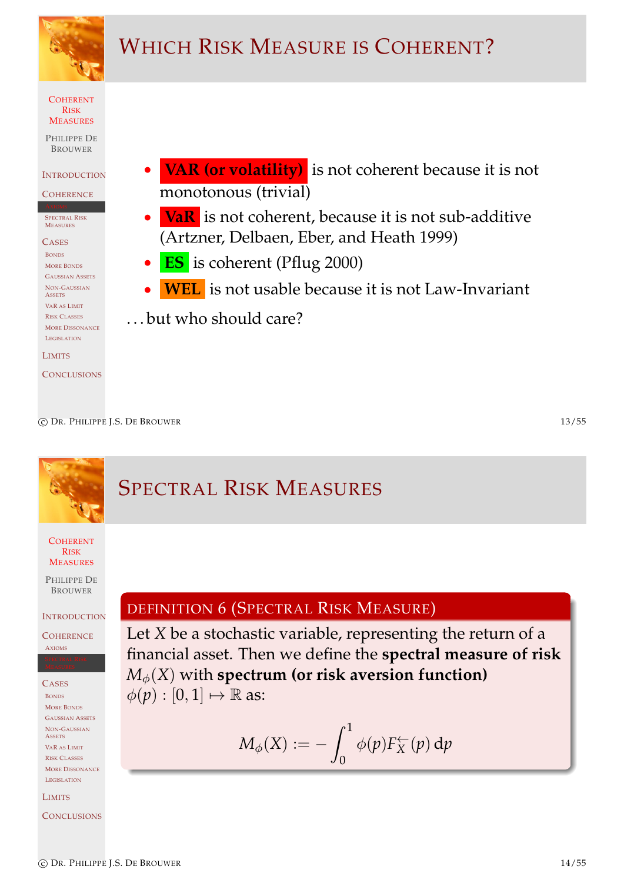# Which Risk Measure is Coherent?

- **VAR (or volatility)** is not coherent because it is not monotonous (trivial)
- **VaR** is not coherent, because it is not sub-additive (Artzner, Delbaen, Eber, and Heath 1999)
- **ES** is coherent (Pflug 2000)
- **WEL** is not usable because it is not Law-Invariant

…but who should care?

# Spectral Risk Measures

**Definition 6 (Spectral Risk Measure)**

Let $X$ be a stochastic variable, representing the return of a financial asset. Then we define the **spectral measure of risk** $M_\phi(X)$ with **spectrum (or risk aversion function)** $\phi(p) : [0, 1] \mapsto \mathbb{R}$ as:

$$M_\phi(X) := -\int_0^1 \phi(p) F_X^{\leftarrow}(p)\, \mathrm{d}p$$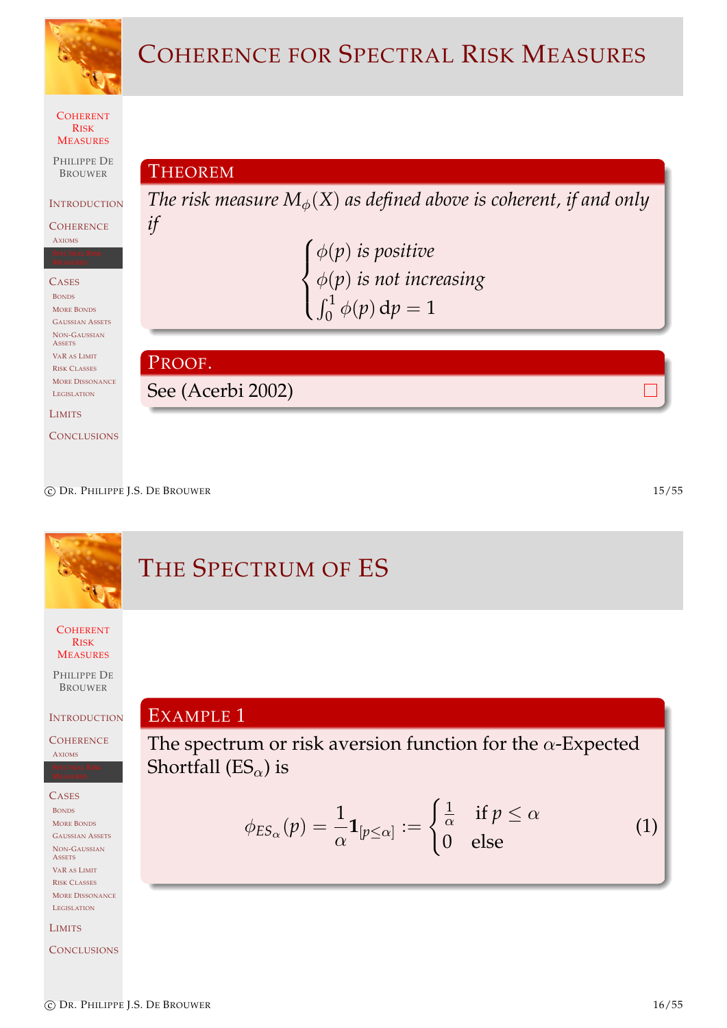# Coherence for Spectral Risk Measures

## Theorem

*The risk measure $M_\phi(X)$ as defined above is coherent, if and only if*

$$\begin{cases} \phi(p) \text{ is positive} \\ \phi(p) \text{ is not increasing} \\ \int_0^1 \phi(p)\, \mathrm{d}p = 1 \end{cases}$$

## Proof.

See (Acerbi 2002) □

# The Spectrum of ES

## Example 1

The spectrum or risk aversion function for the $\alpha$-Expected Shortfall ($\mathrm{ES}_\alpha$) is

$$\phi_{ES_\alpha}(p) = \frac{1}{\alpha}\mathbf{1}_{[p \leq \alpha]} := \begin{cases} \frac{1}{\alpha} & \text{if } p \leq \alpha \\ 0 & \text{else} \end{cases} \tag{1}$$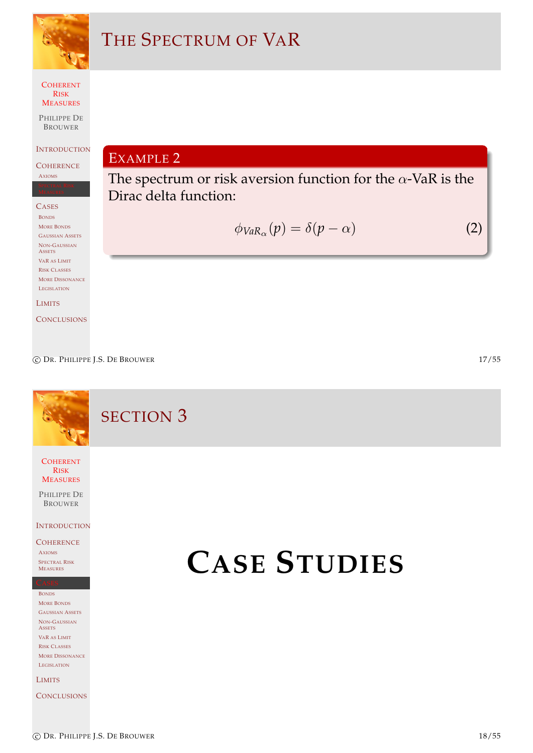# The Spectrum of VaR

## Example 2

The spectrum or risk aversion function for the $\alpha$-VaR is the Dirac delta function:

$$\phi_{VaR_\alpha}(p) = \delta(p - \alpha) \tag{2}$$

# Section 3

# Case Studies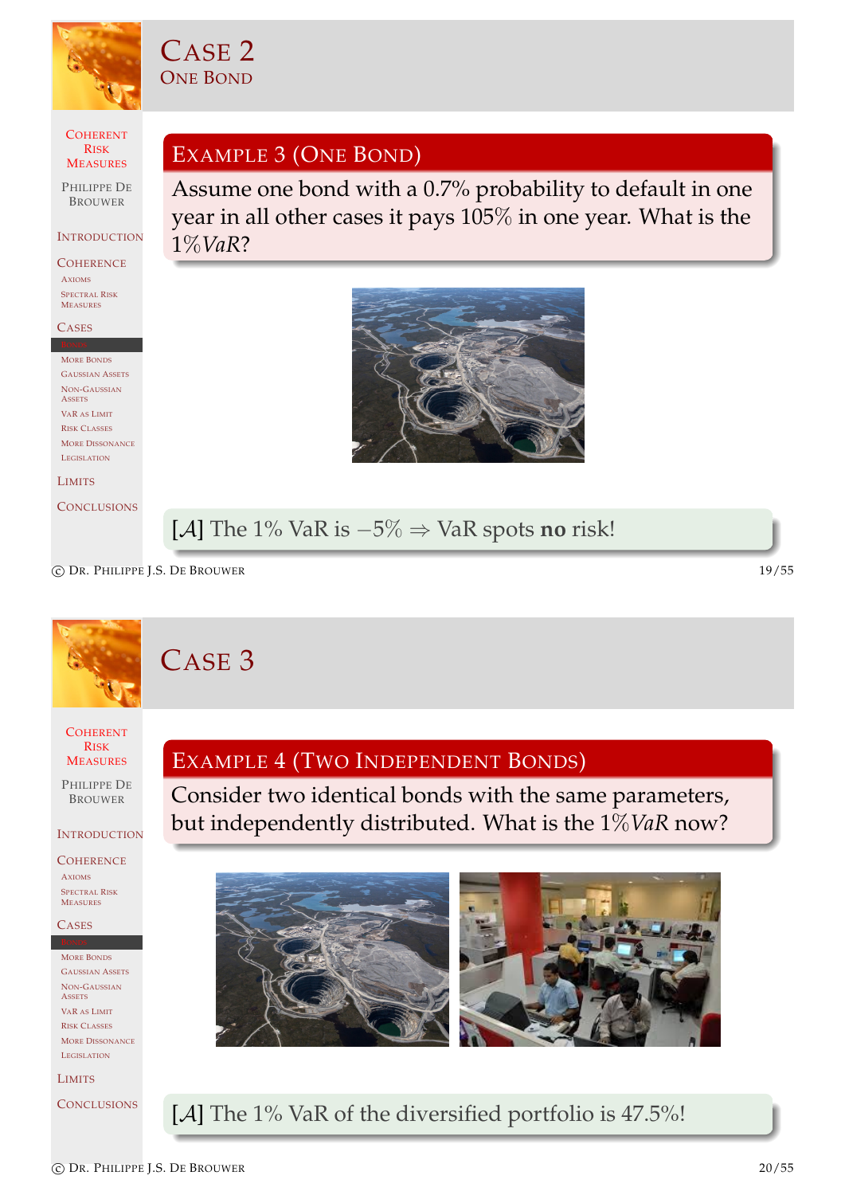# Case 2

## One Bond

### Example 3 (One Bond)

Assume one bond with a 0.7% probability to default in one year in all other cases it pays 105% in one year. What is the $1\% VaR$?

[$\mathcal{A}$] The 1% VaR is $-5\% \Rightarrow$ VaR spots **no** risk!

# Case 3

### Example 4 (Two Independent Bonds)

Consider two identical bonds with the same parameters, but independently distributed. What is the $1\% VaR$ now?

[$\mathcal{A}$] The 1% VaR of the diversified portfolio is 47.5%!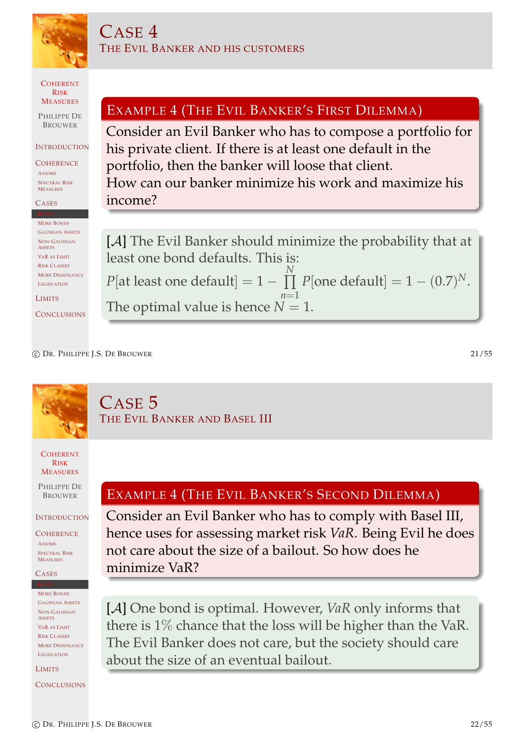# Case 4

## The Evil Banker and his customers

### Example 4 (The Evil Banker's First Dilemma)

Consider an Evil Banker who has to compose a portfolio for his private client. If there is at least one default in the portfolio, then the banker will loose that client.
How can our banker minimize his work and maximize his income?

[$\mathcal{A}$] The Evil Banker should minimize the probability that at least one bond defaults. This is:
$P[\text{at least one default}] = 1 - \prod_{n=1}^{N} P[\text{one default}] = 1 - (0.7)^N$.
The optimal value is hence $N = 1$.

# Case 5

## The Evil Banker and Basel III

### Example 4 (The Evil Banker's Second Dilemma)

Consider an Evil Banker who has to comply with Basel III, hence uses for assessing market risk *VaR*. Being Evil he does not care about the size of a bailout. So how does he minimize VaR?

[$\mathcal{A}$] One bond is optimal. However, *VaR* only informs that there is 1% chance that the loss will be higher than the VaR. The Evil Banker does not care, but the society should care about the size of an eventual bailout.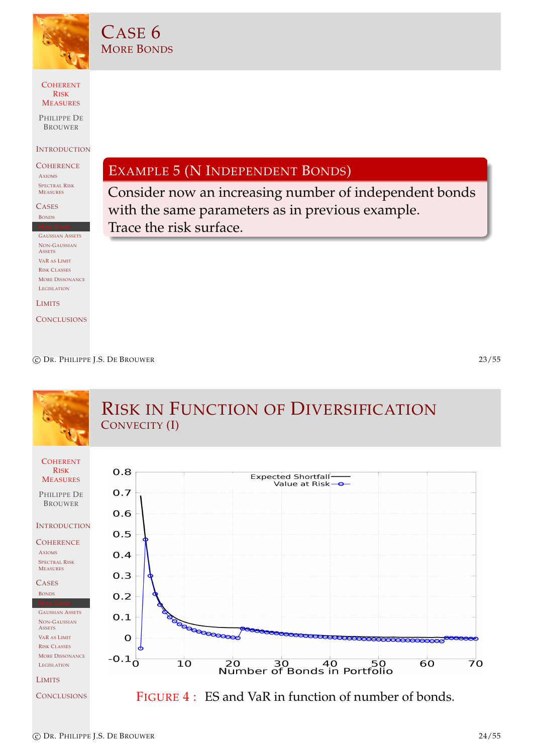# Case 6
## More Bonds

> **Example 5 (N Independent Bonds)**
>
> Consider now an increasing number of independent bonds with the same parameters as in previous example.
> Trace the risk surface.

# Risk in Function of Diversification
## Convexity (I)

Figure 4 : ES and VaR in function of number of bonds.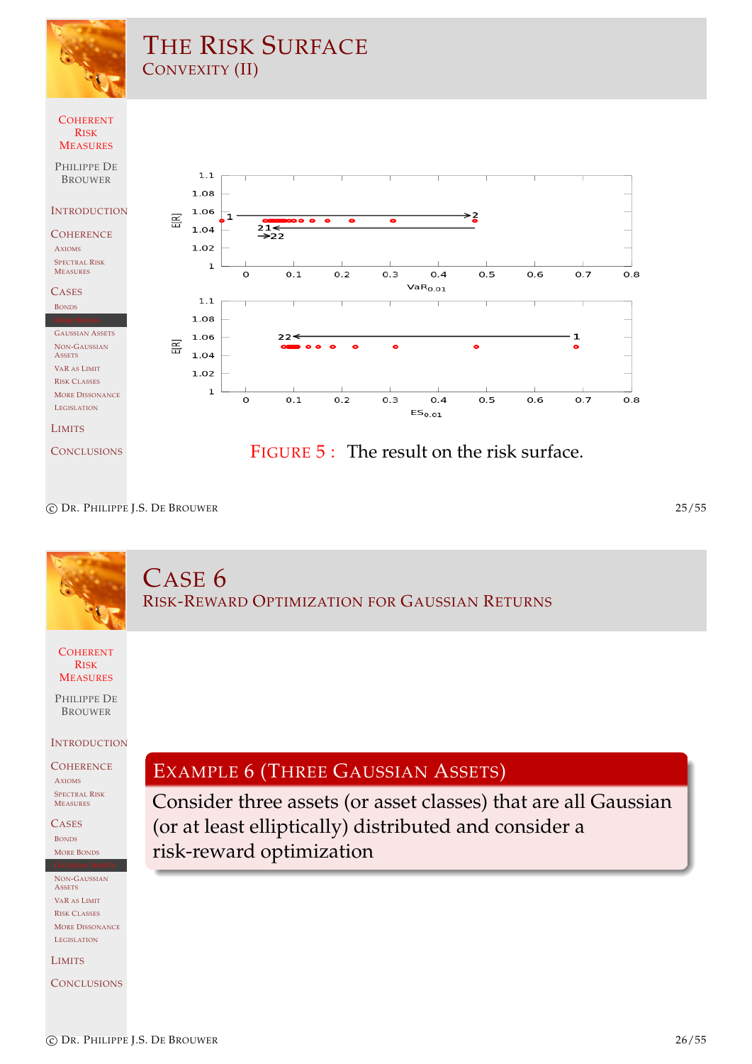# The Risk Surface

## Convexity (II)

Figure 5 : The result on the risk surface.

# Case 6

## Risk-Reward Optimization for Gaussian Returns

**Example 6 (Three Gaussian Assets)**

Consider three assets (or asset classes) that are all Gaussian (or at least elliptically) distributed and consider a risk-reward optimization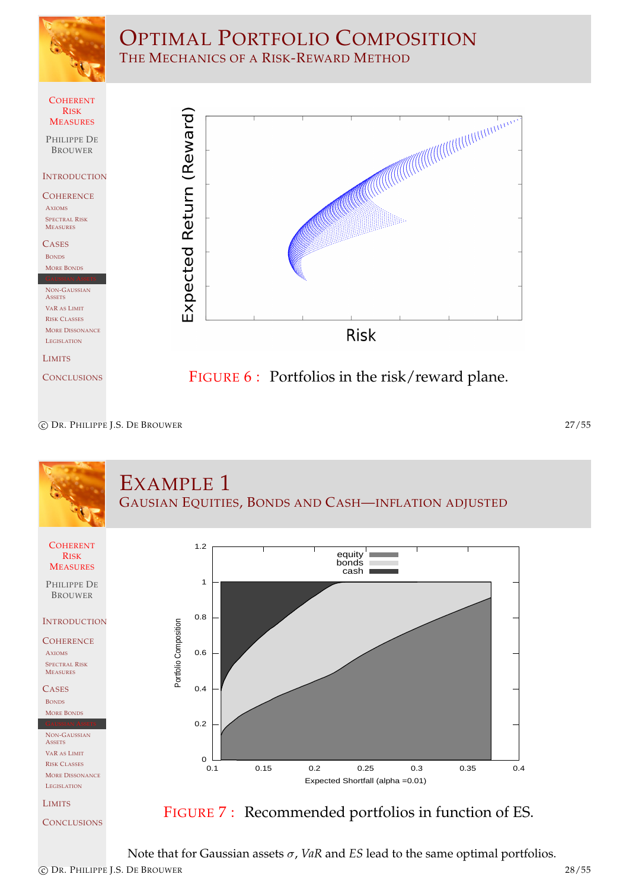# Optimal Portfolio Composition

## The Mechanics of a Risk-Reward Method

Figure 6 : Portfolios in the risk/reward plane.

# Example 1

## Gausian Equities, Bonds and Cash—inflation adjusted

Figure 7 : Recommended portfolios in function of ES.

Note that for Gaussian assets $\sigma$, *VaR* and *ES* lead to the same optimal portfolios.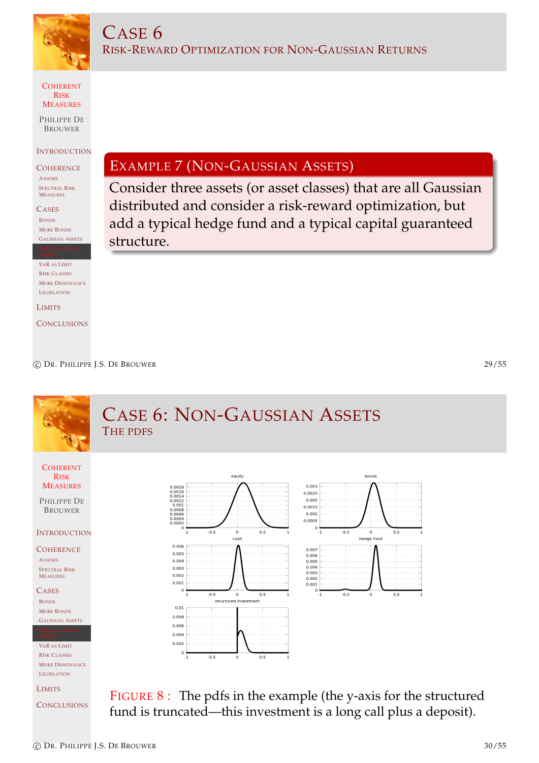# Case 6

## Risk-Reward Optimization for Non-Gaussian Returns

**Example 7 (Non-Gaussian Assets)**

Consider three assets (or asset classes) that are all Gaussian distributed and consider a risk-reward optimization, but add a typical hedge fund and a typical capital guaranteed structure.

# Case 6: Non-Gaussian Assets

## The pdfs

Figure 8 : The pdfs in the example (the y-axis for the structured fund is truncated—this investment is a long call plus a deposit).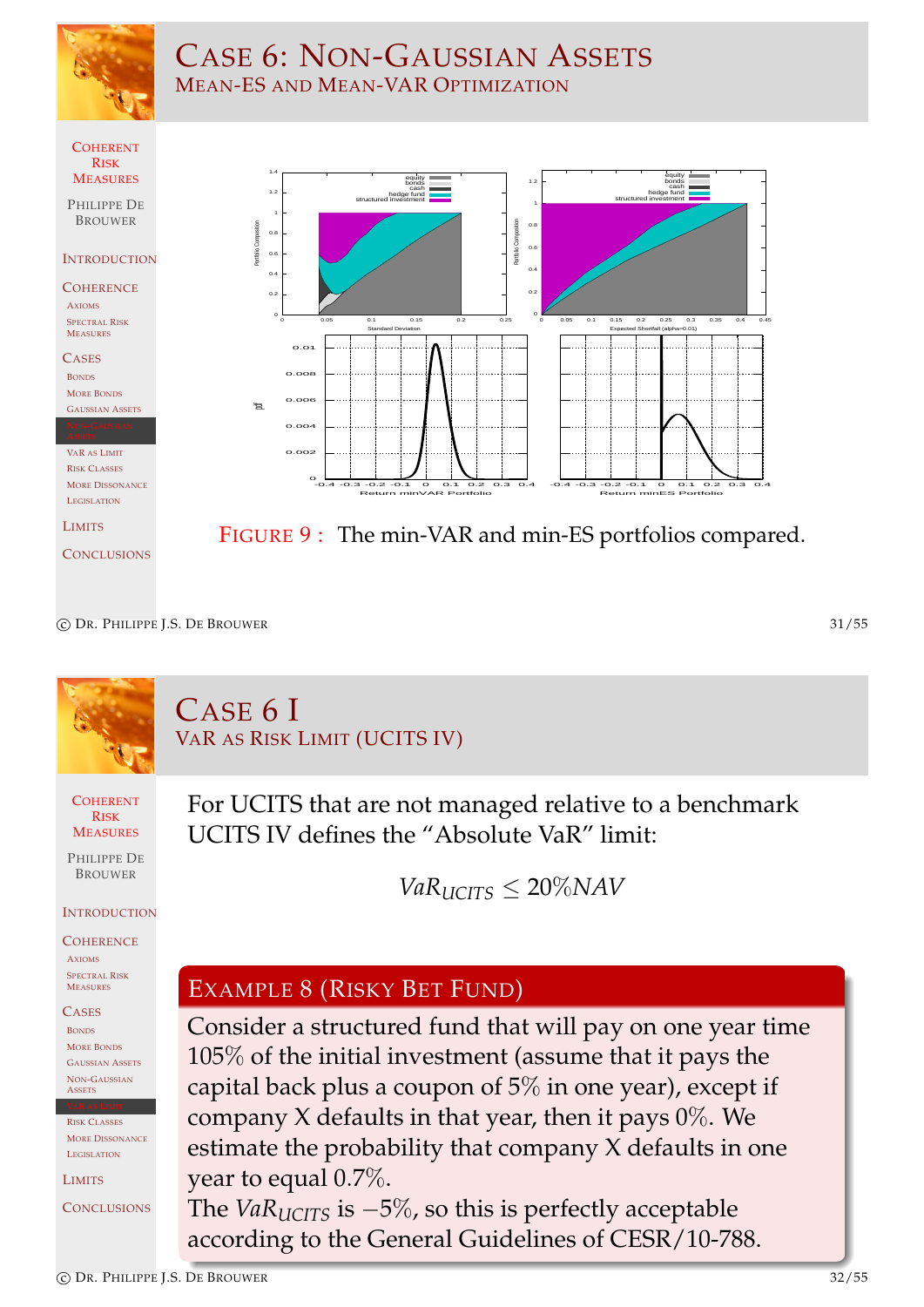# Case 6: Non-Gaussian Assets

## Mean-ES and Mean-VaR Optimization

Figure 9 : The min-VAR and min-ES portfolios compared.

# Case 6 I

## VaR as Risk Limit (UCITS IV)

For UCITS that are not managed relative to a benchmark UCITS IV defines the "Absolute VaR" limit:

$$VaR_{UCITS} \leq 20\% NAV$$

### Example 8 (Risky Bet Fund)

Consider a structured fund that will pay on one year time 105% of the initial investment (assume that it pays the capital back plus a coupon of 5% in one year), except if company X defaults in that year, then it pays 0%. We estimate the probability that company X defaults in one year to equal 0.7%.

The $VaR_{UCITS}$ is $-5\%$, so this is perfectly acceptable according to the General Guidelines of CESR/10-788.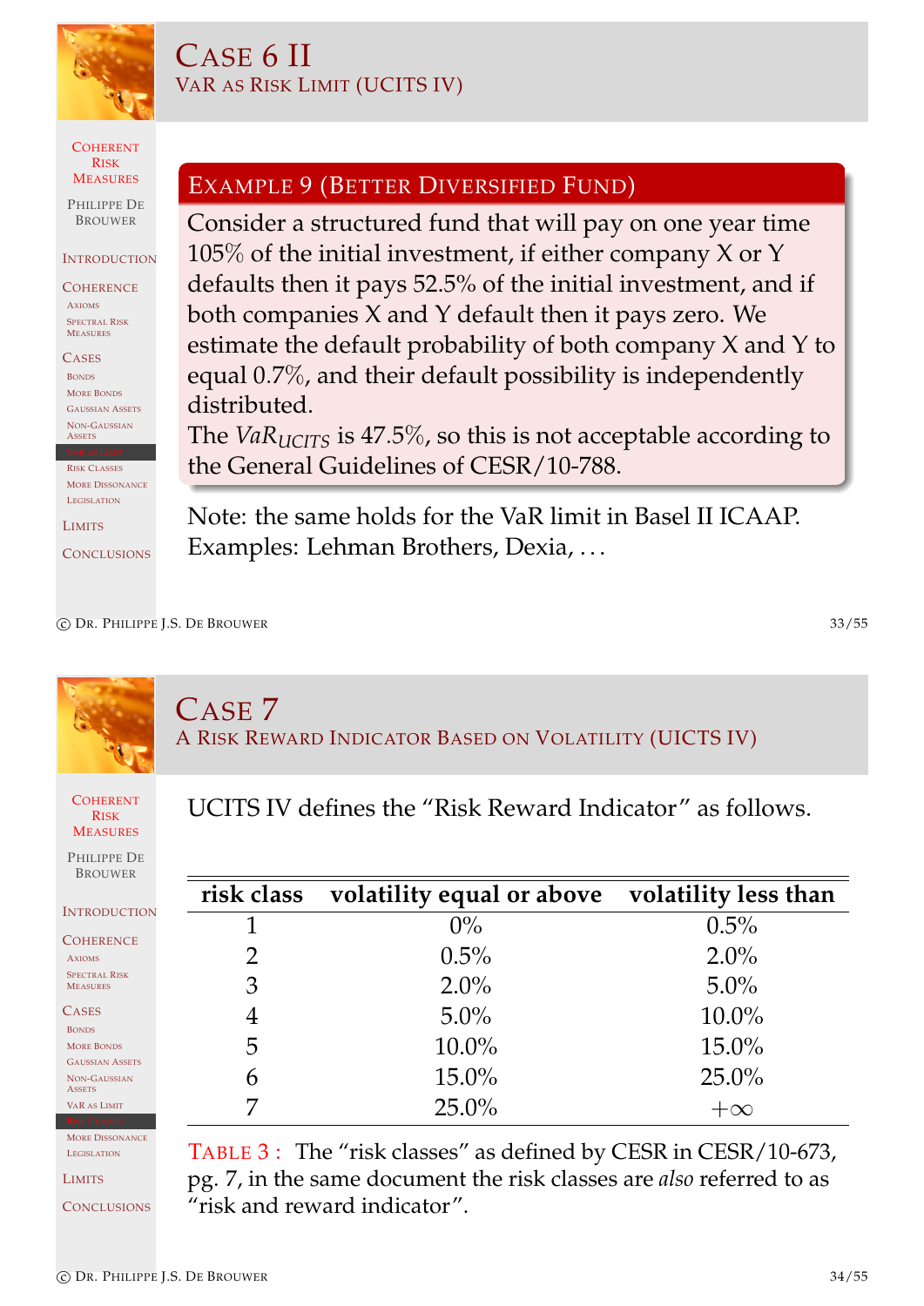# Case 6 II

## VaR as Risk Limit (UCITS IV)

### Example 9 (Better Diversified Fund)

Consider a structured fund that will pay on one year time 105% of the initial investment, if either company X or Y defaults then it pays 52.5% of the initial investment, and if both companies X and Y default then it pays zero. We estimate the default probability of both company X and Y to equal 0.7%, and their default possibility is independently distributed.

The $VaR_{UCITS}$ is 47.5%, so this is not acceptable according to the General Guidelines of CESR/10-788.

Note: the same holds for the VaR limit in Basel II ICAAP. Examples: Lehman Brothers, Dexia, ...

# Case 7

## A Risk Reward Indicator Based on Volatility (UICTS IV)

UCITS IV defines the "Risk Reward Indicator" as follows.

| risk class | volatility equal or above | volatility less than |
|---|---|---|
| 1 | 0% | 0.5% |
| 2 | 0.5% | 2.0% |
| 3 | 2.0% | 5.0% |
| 4 | 5.0% | 10.0% |
| 5 | 10.0% | 15.0% |
| 6 | 15.0% | 25.0% |
| 7 | 25.0% | $+\infty$ |

Table 3 : The "risk classes" as defined by CESR in CESR/10-673, pg. 7, in the same document the risk classes are *also* referred to as "risk and reward indicator".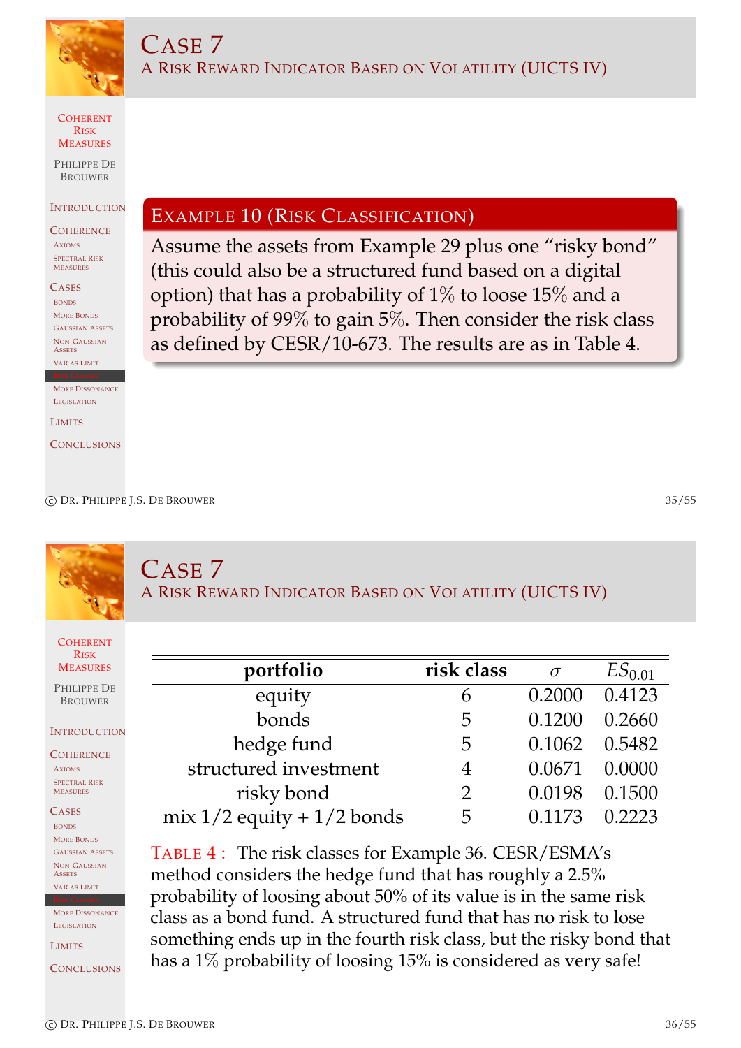# Case 7

## A Risk Reward Indicator Based on Volatility (UICTS IV)

**Example 10 (Risk Classification)**

Assume the assets from Example 29 plus one "risky bond" (this could also be a structured fund based on a digital option) that has a probability of 1% to loose 15% and a probability of 99% to gain 5%. Then consider the risk class as defined by CESR/10-673. The results are as in Table 4.

# Case 7

## A Risk Reward Indicator Based on Volatility (UICTS IV)

| portfolio | risk class | $\sigma$ | $ES_{0.01}$ |
|---|---|---|---|
| equity | 6 | 0.2000 | 0.4123 |
| bonds | 5 | 0.1200 | 0.2660 |
| hedge fund | 5 | 0.1062 | 0.5482 |
| structured investment | 4 | 0.0671 | 0.0000 |
| risky bond | 2 | 0.0198 | 0.1500 |
| mix 1/2 equity + 1/2 bonds | 5 | 0.1173 | 0.2223 |

TABLE 4 : The risk classes for Example 36. CESR/ESMA's method considers the hedge fund that has roughly a 2.5% probability of loosing about 50% of its value is in the same risk class as a bond fund. A structured fund that has no risk to lose something ends up in the fourth risk class, but the risky bond that has a 1% probability of loosing 15% is considered as very safe!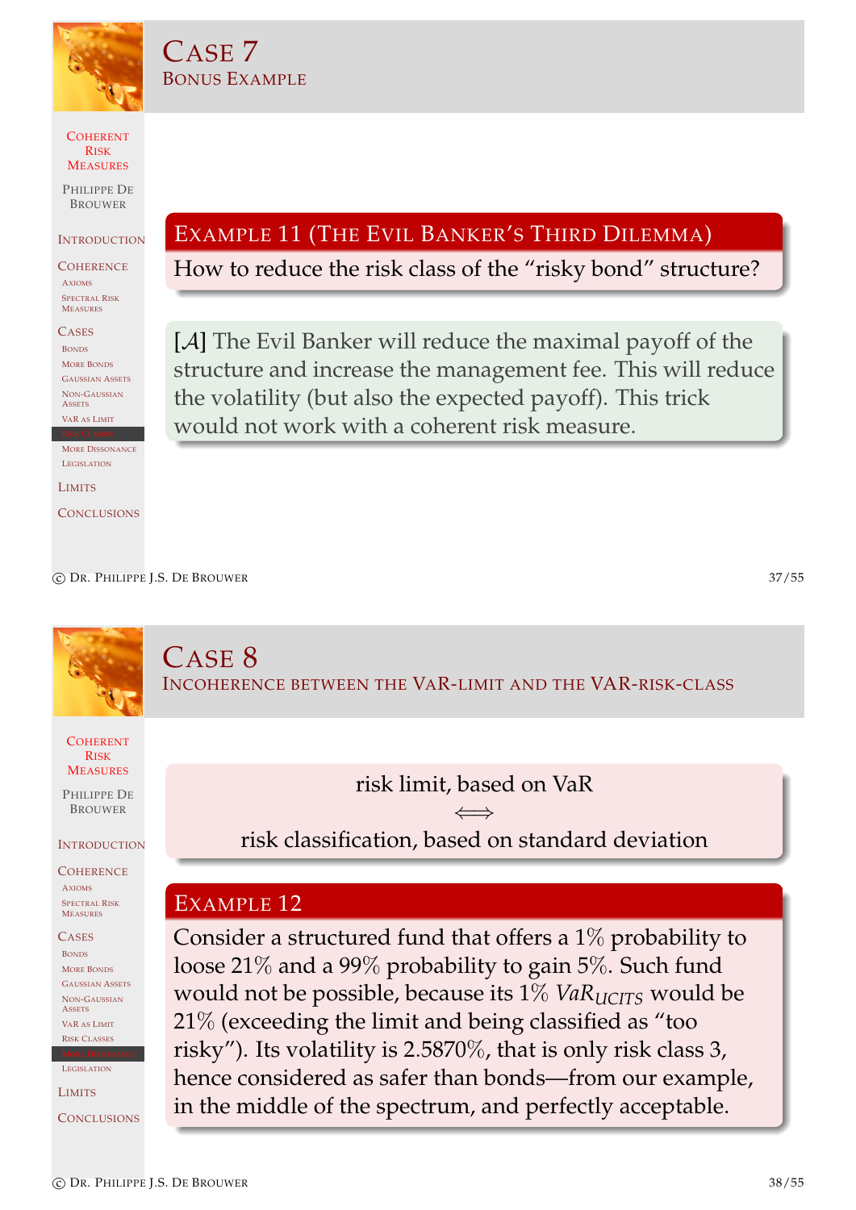# Case 7

## Bonus Example

### Example 11 (The Evil Banker's Third Dilemma)

How to reduce the risk class of the "risky bond" structure?

[$\mathcal{A}$] The Evil Banker will reduce the maximal payoff of the structure and increase the management fee. This will reduce the volatility (but also the expected payoff). This trick would not work with a coherent risk measure.

# Case 8

## Incoherence between the VaR-limit and the VaR-risk-class

risk limit, based on VaR

$$\Longleftrightarrow$$

risk classification, based on standard deviation

### Example 12

Consider a structured fund that offers a $1\%$ probability to loose $21\%$ and a $99\%$ probability to gain $5\%$. Such fund would not be possible, because its $1\%$ $VaR_{UCITS}$ would be $21\%$ (exceeding the limit and being classified as "too risky"). Its volatility is $2.5870\%$, that is only risk class 3, hence considered as safer than bonds—from our example, in the middle of the spectrum, and perfectly acceptable.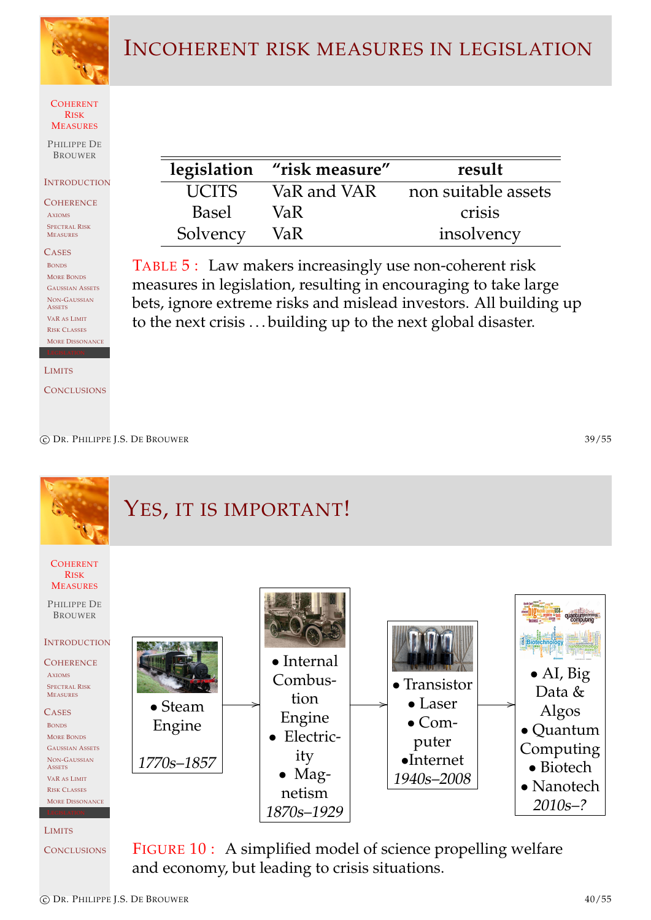# Incoherent risk measures in legislation

| legislation | "risk measure" | result |
|---|---|---|
| UCITS | VaR and VAR | non suitable assets |
| Basel | VaR | crisis |
| Solvency | VaR | insolvency |

TABLE 5 : Law makers increasingly use non-coherent risk measures in legislation, resulting in encouraging to take large bets, ignore extreme risks and mislead investors. All building up to the next crisis ...building up to the next global disaster.

# Yes, it is important!

- Steam Engine — *1770s–1857*
- Internal Combustion Engine
- Electricity
- Magnetism — *1870s–1929*
- Transistor
- Laser
- Computer
- Internet — *1940s–2008*
- AI, Big Data & Algos
- Quantum Computing
- Biotech
- Nanotech — *2010s–?*

FIGURE 10 : A simplified model of science propelling welfare and economy, but leading to crisis situations.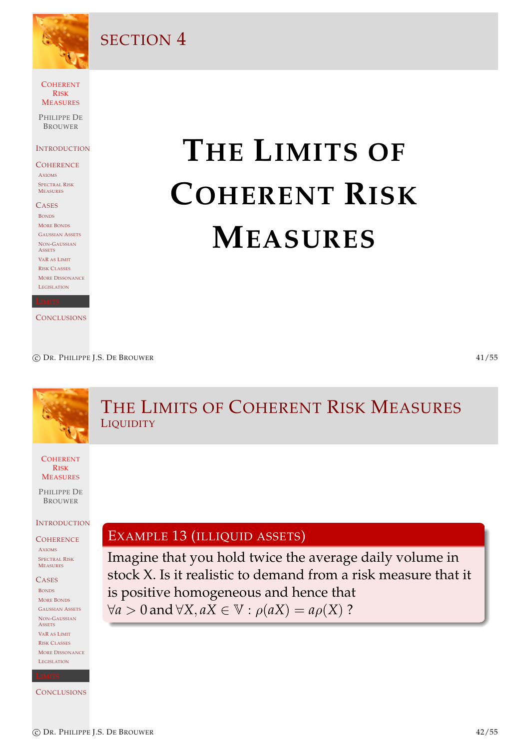## SECTION 4

# THE LIMITS OF COHERENT RISK MEASURES

## THE LIMITS OF COHERENT RISK MEASURES

### LIQUIDITY

**EXAMPLE 13 (ILLIQUID ASSETS)**

Imagine that you hold twice the average daily volume in stock X. Is it realistic to demand from a risk measure that it is positive homogeneous and hence that $\forall a > 0$ and $\forall X, aX \in \mathbb{V} : \rho(aX) = a\rho(X)$ ?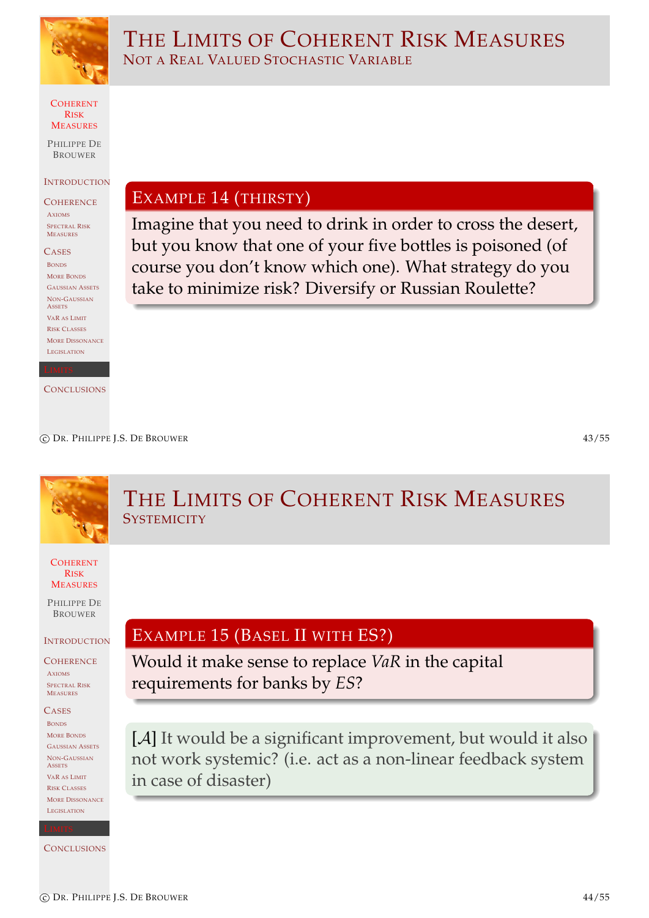# The Limits of Coherent Risk Measures

## Not a Real Valued Stochastic Variable

**Example 14 (thirsty)**

Imagine that you need to drink in order to cross the desert, but you know that one of your five bottles is poisoned (of course you don't know which one). What strategy do you take to minimize risk? Diversify or Russian Roulette?

# The Limits of Coherent Risk Measures

## Systemicity

**Example 15 (Basel II with ES?)**

Would it make sense to replace *VaR* in the capital requirements for banks by *ES*?

[$\mathcal{A}$] It would be a significant improvement, but would it also not work systemic? (i.e. act as a non-linear feedback system in case of disaster)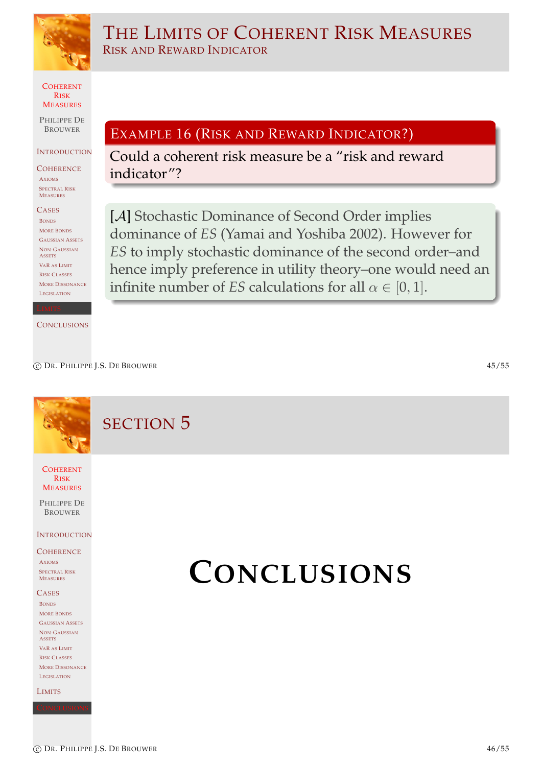# The Limits of Coherent Risk Measures

## Risk and Reward Indicator

**Example 16 (Risk and Reward Indicator?)**

Could a coherent risk measure be a "risk and reward indicator"?

[$\mathcal{A}$] Stochastic Dominance of Second Order implies dominance of *ES* (Yamai and Yoshiba 2002). However for *ES* to imply stochastic dominance of the second order–and hence imply preference in utility theory–one would need an infinite number of *ES* calculations for all $\alpha \in [0, 1]$.

# Section 5

# Conclusions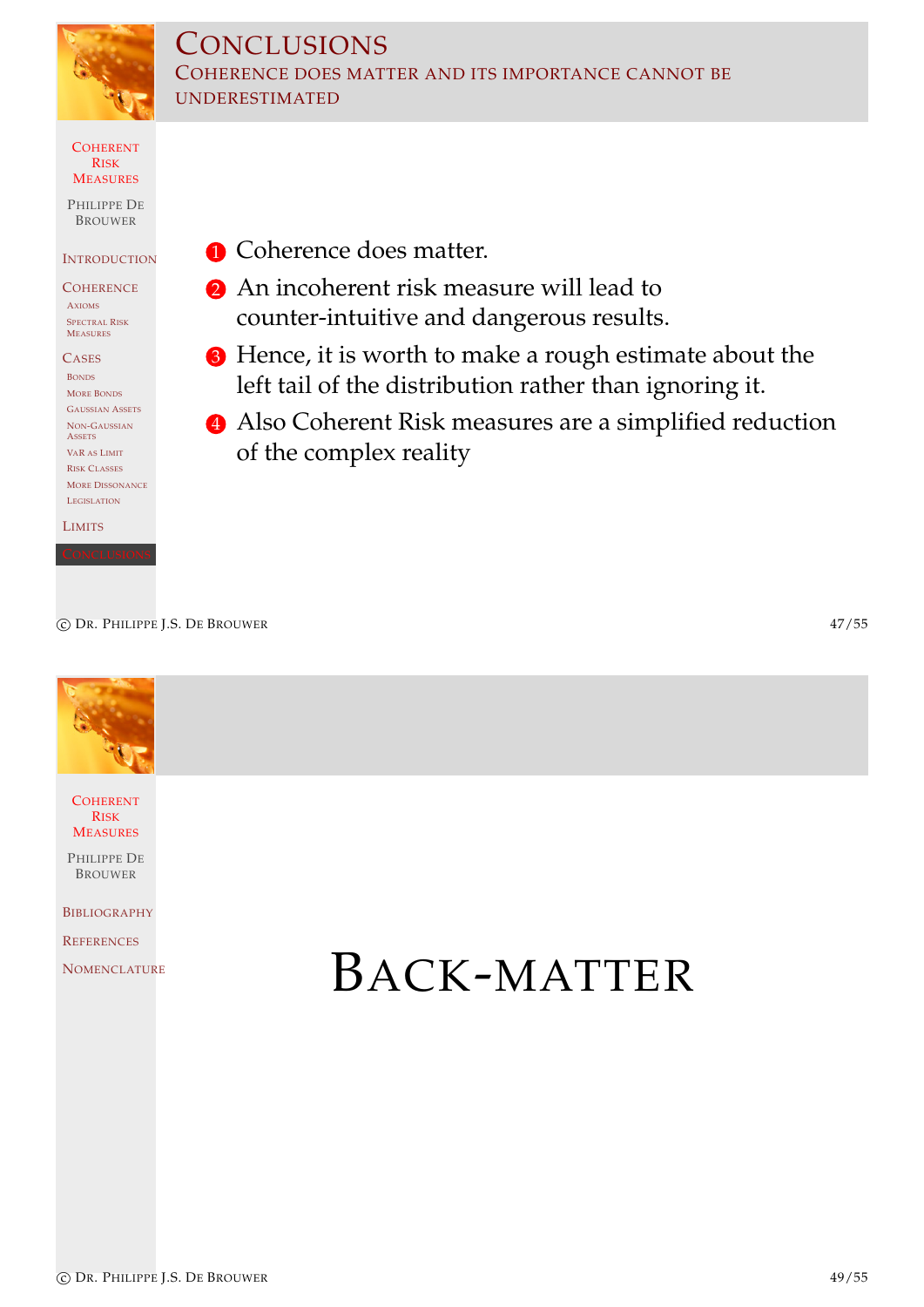# Conclusions

## Coherence does matter and its importance cannot be underestimated

1. Coherence does matter.
2. An incoherent risk measure will lead to counter-intuitive and dangerous results.
3. Hence, it is worth to make a rough estimate about the left tail of the distribution rather than ignoring it.
4. Also Coherent Risk measures are a simplified reduction of the complex reality

# Back-matter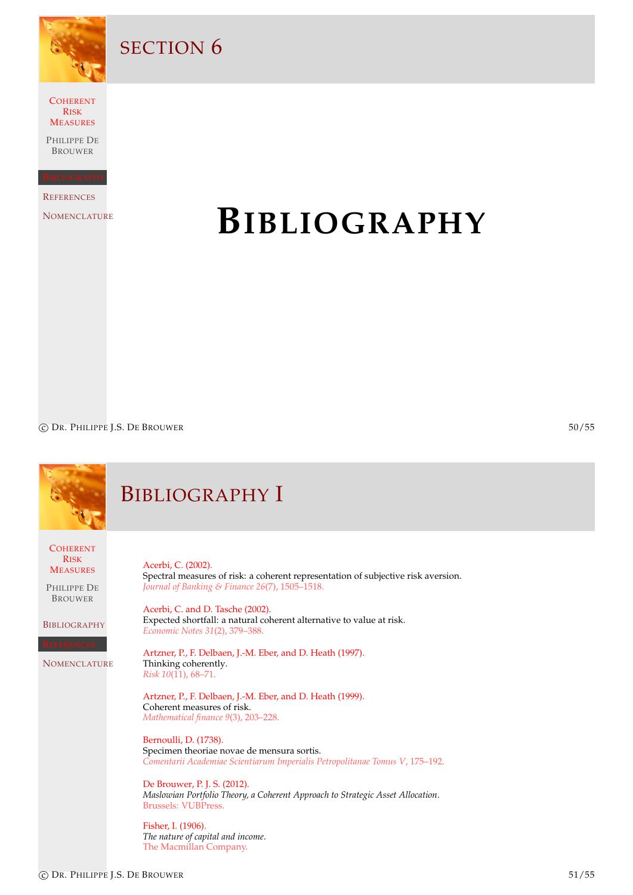# Bibliography

## Bibliography I

Acerbi, C. (2002).
Spectral measures of risk: a coherent representation of subjective risk aversion.
*Journal of Banking & Finance 26*(7), 1505–1518.

Acerbi, C. and D. Tasche (2002).
Expected shortfall: a natural coherent alternative to value at risk.
*Economic Notes 31*(2), 379–388.

Artzner, P., F. Delbaen, J.-M. Eber, and D. Heath (1997).
Thinking coherently.
*Risk 10*(11), 68–71.

Artzner, P., F. Delbaen, J.-M. Eber, and D. Heath (1999).
Coherent measures of risk.
*Mathematical finance 9*(3), 203–228.

Bernoulli, D. (1738).
Specimen theoriae novae de mensura sortis.
*Comentarii Academiae Scientiarum Imperialis Petropolitanae Tomus V*, 175–192.

De Brouwer, P. J. S. (2012).
*Maslowian Portfolio Theory, a Coherent Approach to Strategic Asset Allocation*.
Brussels: VUBPress.

Fisher, I. (1906).
*The nature of capital and income*.
The Macmillan Company.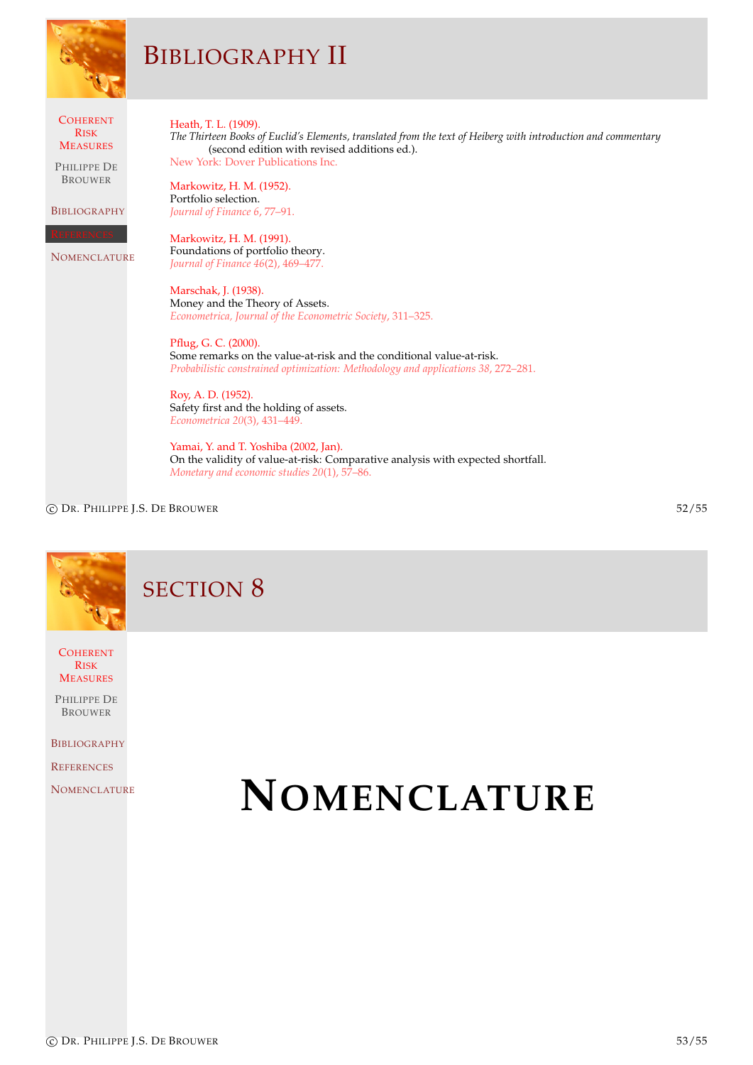# Bibliography II

Heath, T. L. (1909).
*The Thirteen Books of Euclid's Elements, translated from the text of Heiberg with introduction and commentary* (second edition with revised additions ed.).
New York: Dover Publications Inc.

Markowitz, H. M. (1952).
Portfolio selection.
*Journal of Finance 6*, 77–91.

Markowitz, H. M. (1991).
Foundations of portfolio theory.
*Journal of Finance 46*(2), 469–477.

Marschak, J. (1938).
Money and the Theory of Assets.
*Econometrica, Journal of the Econometric Society*, 311–325.

Pflug, G. C. (2000).
Some remarks on the value-at-risk and the conditional value-at-risk.
*Probabilistic constrained optimization: Methodology and applications 38*, 272–281.

Roy, A. D. (1952).
Safety first and the holding of assets.
*Econometrica 20*(3), 431–449.

Yamai, Y. and T. Yoshiba (2002, Jan).
On the validity of value-at-risk: Comparative analysis with expected shortfall.
*Monetary and economic studies 20*(1), 57–86.

# Section 8

# Nomenclature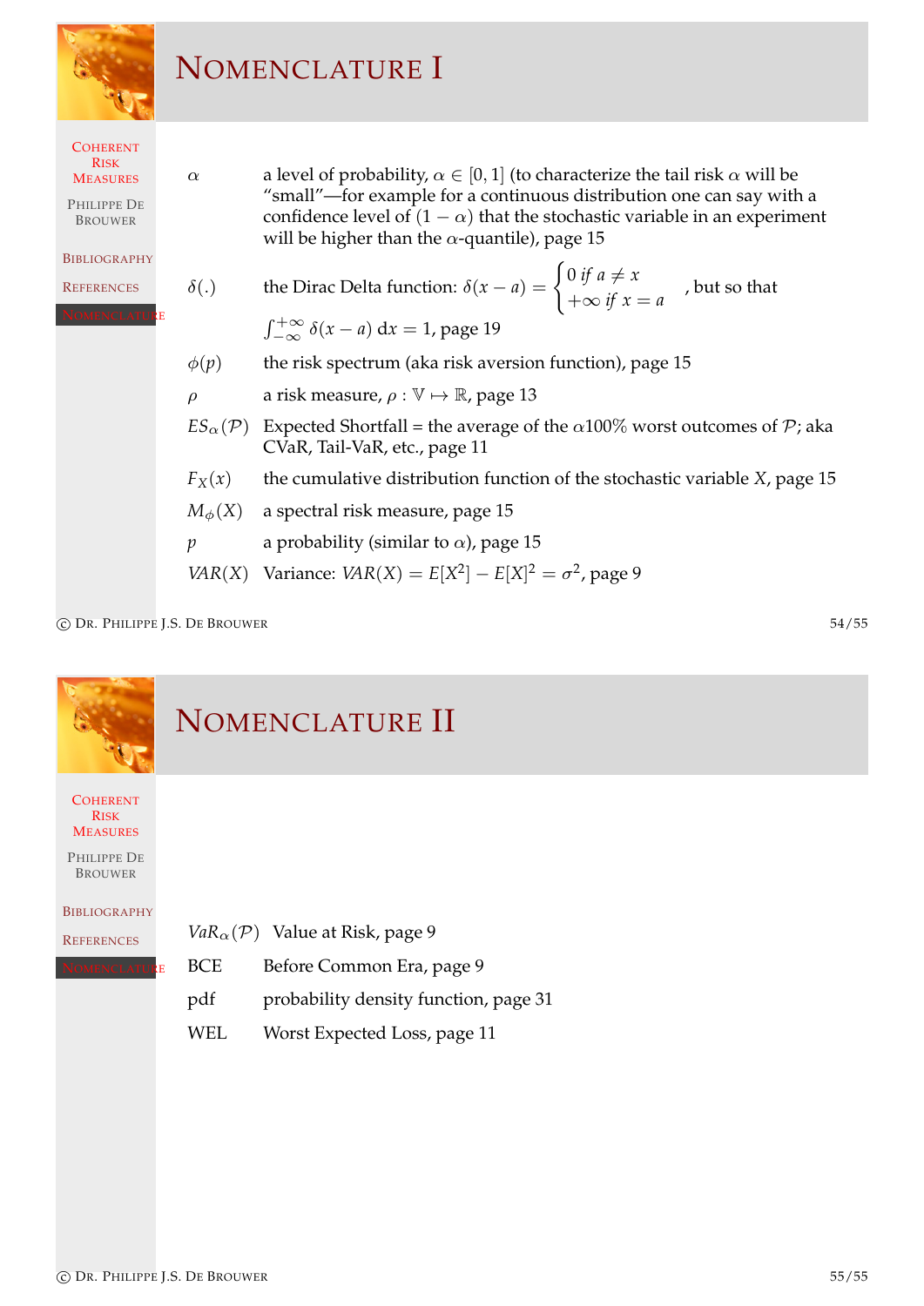# Nomenclature I

| | |
|---|---|
| $\alpha$ | a level of probability, $\alpha \in [0, 1]$ (to characterize the tail risk $\alpha$ will be "small"—for example for a continuous distribution one can say with a confidence level of $(1 - \alpha)$ that the stochastic variable in an experiment will be higher than the $\alpha$-quantile), page 15 |
| $\delta(.)$ | the Dirac Delta function: $\delta(x - a) = \begin{cases} 0 \text{ if } a \neq x \\ +\infty \text{ if } x = a \end{cases}$, but so that $\int_{-\infty}^{+\infty} \delta(x - a)\, \mathrm{d}x = 1$, page 19 |
| $\phi(p)$ | the risk spectrum (aka risk aversion function), page 15 |
| $\rho$ | a risk measure, $\rho : \mathbb{V} \mapsto \mathbb{R}$, page 13 |
| $ES_\alpha(\mathcal{P})$ | Expected Shortfall = the average of the $\alpha 100\%$ worst outcomes of $\mathcal{P}$; aka CVaR, Tail-VaR, etc., page 11 |
| $F_X(x)$ | the cumulative distribution function of the stochastic variable $X$, page 15 |
| $M_\phi(X)$ | a spectral risk measure, page 15 |
| $p$ | a probability (similar to $\alpha$), page 15 |
| $VAR(X)$ | Variance: $VAR(X) = E[X^2] - E[X]^2 = \sigma^2$, page 9 |

# Nomenclature II

| | |
|---|---|
| $VaR_\alpha(\mathcal{P})$ | Value at Risk, page 9 |
| BCE | Before Common Era, page 9 |
| pdf | probability density function, page 31 |
| WEL | Worst Expected Loss, page 11 |